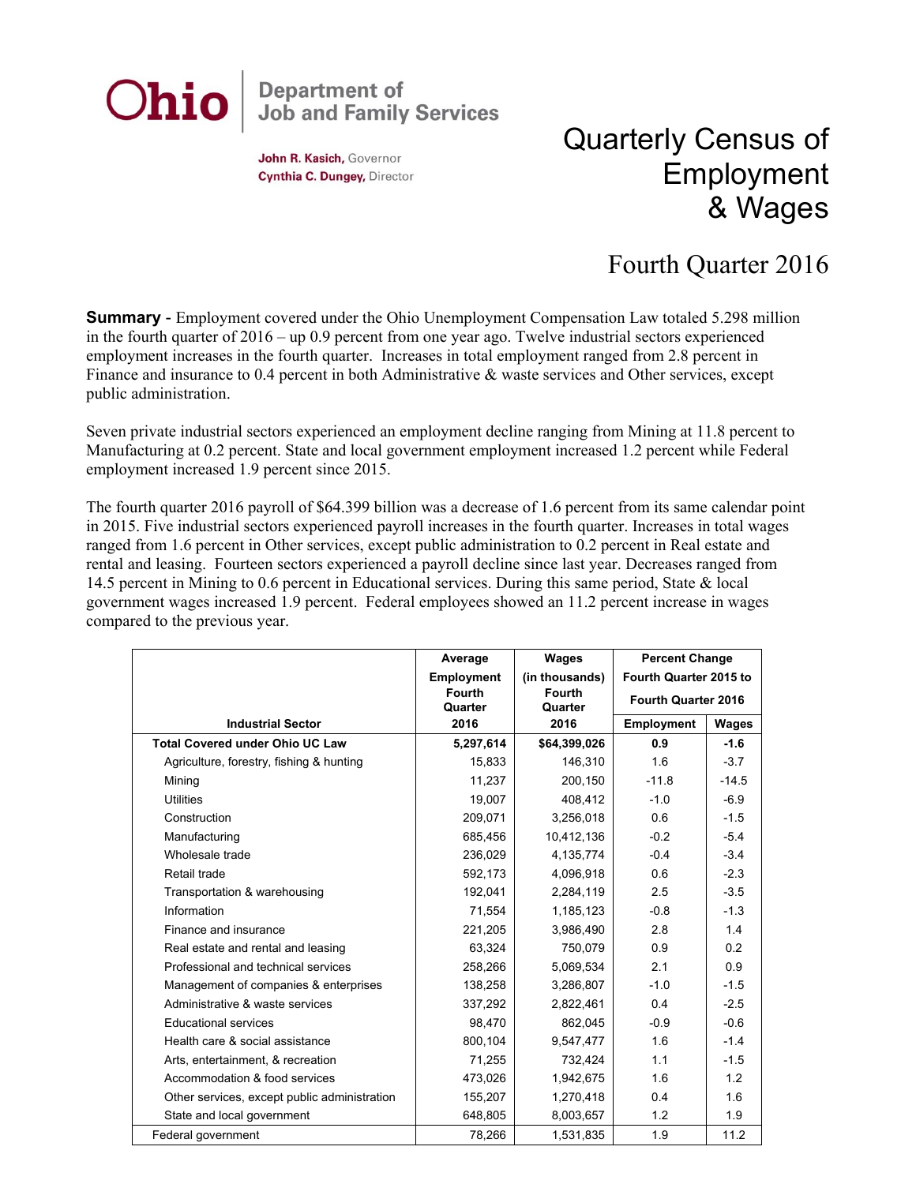Ohio Department of Job and Family Services

**John R. Kasich,** Governor
**Cynthia C. Dungey,** Director

# Quarterly Census of Employment & Wages

## Fourth Quarter 2016

**Summary** - Employment covered under the Ohio Unemployment Compensation Law totaled 5.298 million in the fourth quarter of 2016 – up 0.9 percent from one year ago. Twelve industrial sectors experienced employment increases in the fourth quarter. Increases in total employment ranged from 2.8 percent in Finance and insurance to 0.4 percent in both Administrative & waste services and Other services, except public administration.

Seven private industrial sectors experienced an employment decline ranging from Mining at 11.8 percent to Manufacturing at 0.2 percent. State and local government employment increased 1.2 percent while Federal employment increased 1.9 percent since 2015.

The fourth quarter 2016 payroll of $64.399 billion was a decrease of 1.6 percent from its same calendar point in 2015. Five industrial sectors experienced payroll increases in the fourth quarter. Increases in total wages ranged from 1.6 percent in Other services, except public administration to 0.2 percent in Real estate and rental and leasing. Fourteen sectors experienced a payroll decline since last year. Decreases ranged from 14.5 percent in Mining to 0.6 percent in Educational services. During this same period, State & local government wages increased 1.9 percent. Federal employees showed an 11.2 percent increase in wages compared to the previous year.

| Industrial Sector | Average Employment Fourth Quarter 2016 | Wages (in thousands) Fourth Quarter 2016 | Percent Change Fourth Quarter 2015 to Fourth Quarter 2016 | |
|---|---|---|---|---|
| | | | Employment | Wages |
| **Total Covered under Ohio UC Law** | **5,297,614** | **$64,399,026** | **0.9** | **-1.6** |
| Agriculture, forestry, fishing & hunting | 15,833 | 146,310 | 1.6 | -3.7 |
| Mining | 11,237 | 200,150 | -11.8 | -14.5 |
| Utilities | 19,007 | 408,412 | -1.0 | -6.9 |
| Construction | 209,071 | 3,256,018 | 0.6 | -1.5 |
| Manufacturing | 685,456 | 10,412,136 | -0.2 | -5.4 |
| Wholesale trade | 236,029 | 4,135,774 | -0.4 | -3.4 |
| Retail trade | 592,173 | 4,096,918 | 0.6 | -2.3 |
| Transportation & warehousing | 192,041 | 2,284,119 | 2.5 | -3.5 |
| Information | 71,554 | 1,185,123 | -0.8 | -1.3 |
| Finance and insurance | 221,205 | 3,986,490 | 2.8 | 1.4 |
| Real estate and rental and leasing | 63,324 | 750,079 | 0.9 | 0.2 |
| Professional and technical services | 258,266 | 5,069,534 | 2.1 | 0.9 |
| Management of companies & enterprises | 138,258 | 3,286,807 | -1.0 | -1.5 |
| Administrative & waste services | 337,292 | 2,822,461 | 0.4 | -2.5 |
| Educational services | 98,470 | 862,045 | -0.9 | -0.6 |
| Health care & social assistance | 800,104 | 9,547,477 | 1.6 | -1.4 |
| Arts, entertainment, & recreation | 71,255 | 732,424 | 1.1 | -1.5 |
| Accommodation & food services | 473,026 | 1,942,675 | 1.6 | 1.2 |
| Other services, except public administration | 155,207 | 1,270,418 | 0.4 | 1.6 |
| State and local government | 648,805 | 8,003,657 | 1.2 | 1.9 |
| Federal government | 78,266 | 1,531,835 | 1.9 | 11.2 |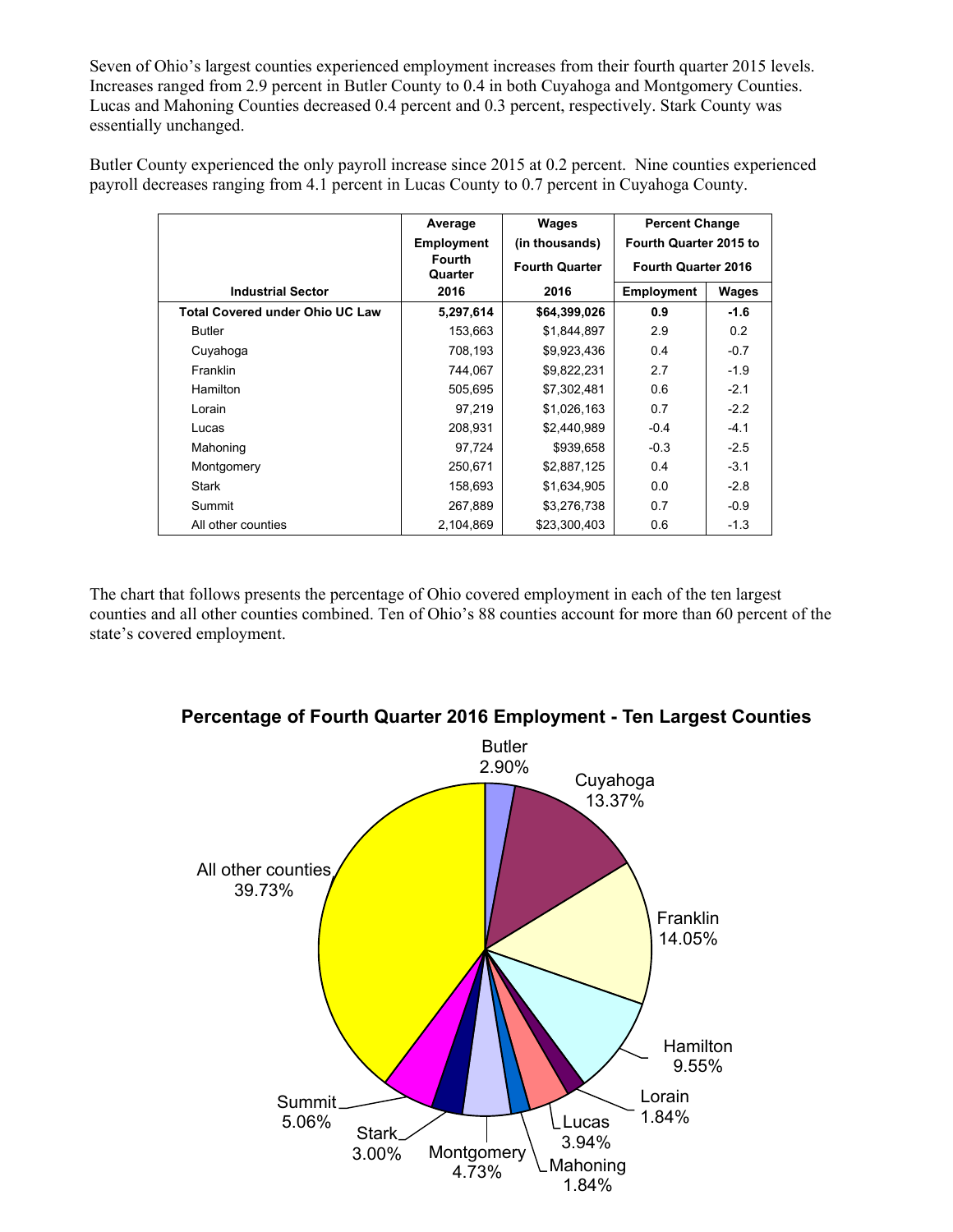Seven of Ohio's largest counties experienced employment increases from their fourth quarter 2015 levels. Increases ranged from 2.9 percent in Butler County to 0.4 in both Cuyahoga and Montgomery Counties. Lucas and Mahoning Counties decreased 0.4 percent and 0.3 percent, respectively. Stark County was essentially unchanged.

Butler County experienced the only payroll increase since 2015 at 0.2 percent. Nine counties experienced payroll decreases ranging from 4.1 percent in Lucas County to 0.7 percent in Cuyahoga County.

| Industrial Sector | Average Employment Fourth Quarter 2016 | Wages (in thousands) Fourth Quarter 2016 | Percent Change Fourth Quarter 2015 to Fourth Quarter 2016 | |
|---|---|---|---|---|
| | | | Employment | Wages |
| **Total Covered under Ohio UC Law** | **5,297,614** | **$64,399,026** | **0.9** | **-1.6** |
| Butler | 153,663 | $1,844,897 | 2.9 | 0.2 |
| Cuyahoga | 708,193 | $9,923,436 | 0.4 | -0.7 |
| Franklin | 744,067 | $9,822,231 | 2.7 | -1.9 |
| Hamilton | 505,695 | $7,302,481 | 0.6 | -2.1 |
| Lorain | 97,219 | $1,026,163 | 0.7 | -2.2 |
| Lucas | 208,931 | $2,440,989 | -0.4 | -4.1 |
| Mahoning | 97,724 | $939,658 | -0.3 | -2.5 |
| Montgomery | 250,671 | $2,887,125 | 0.4 | -3.1 |
| Stark | 158,693 | $1,634,905 | 0.0 | -2.8 |
| Summit | 267,889 | $3,276,738 | 0.7 | -0.9 |
| All other counties | 2,104,869 | $23,300,403 | 0.6 | -1.3 |

The chart that follows presents the percentage of Ohio covered employment in each of the ten largest counties and all other counties combined. Ten of Ohio's 88 counties account for more than 60 percent of the state's covered employment.

**Percentage of Fourth Quarter 2016 Employment - Ten Largest Counties**

| County | Percentage |
|---|---|
| Butler | 2.90% |
| Cuyahoga | 13.37% |
| Franklin | 14.05% |
| Hamilton | 9.55% |
| Lorain | 1.84% |
| Lucas | 3.94% |
| Mahoning | 1.84% |
| Montgomery | 4.73% |
| Stark | 3.00% |
| Summit | 5.06% |
| All other counties | 39.73% |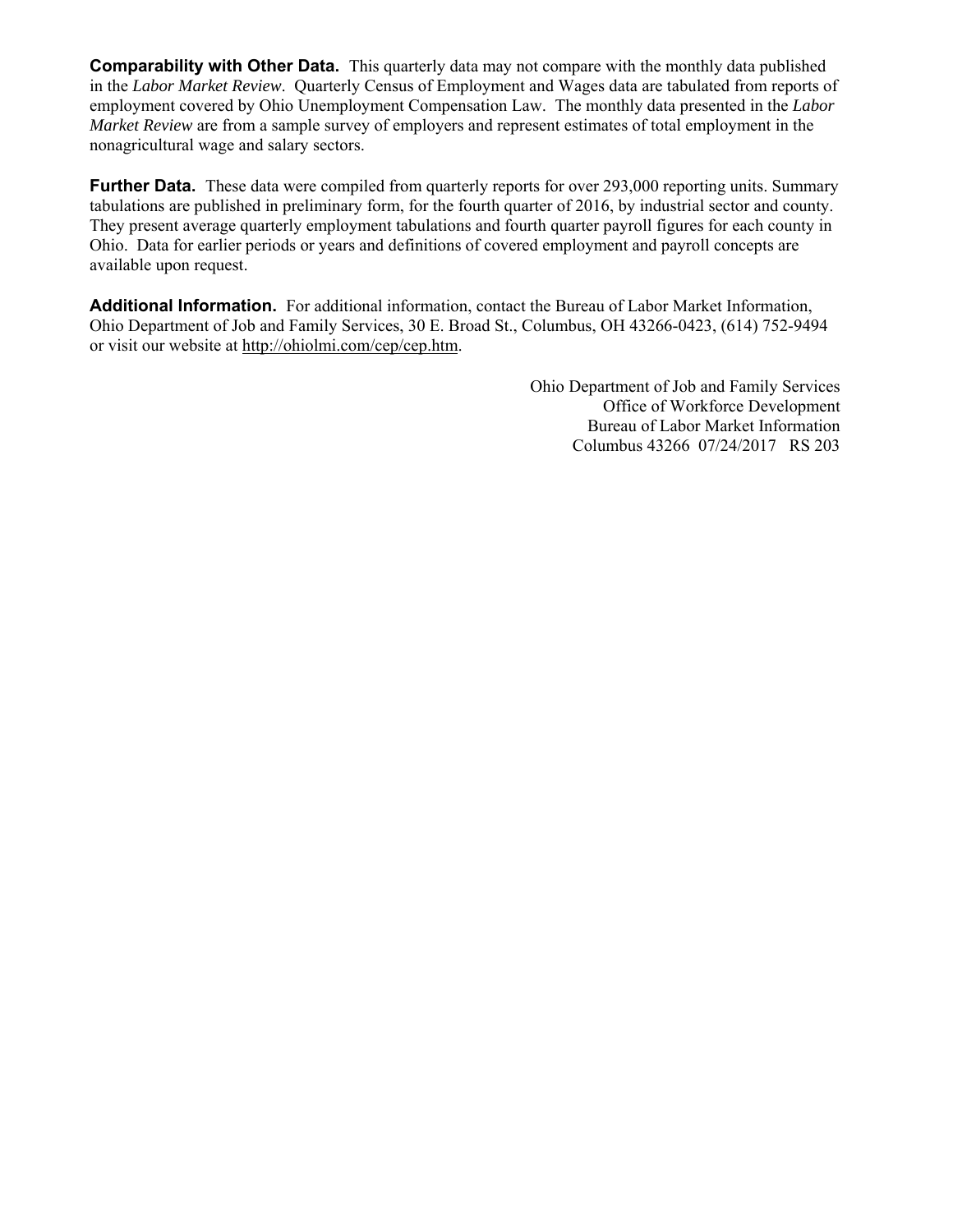**Comparability with Other Data.** This quarterly data may not compare with the monthly data published in the *Labor Market Review*. Quarterly Census of Employment and Wages data are tabulated from reports of employment covered by Ohio Unemployment Compensation Law. The monthly data presented in the *Labor Market Review* are from a sample survey of employers and represent estimates of total employment in the nonagricultural wage and salary sectors.

**Further Data.** These data were compiled from quarterly reports for over 293,000 reporting units. Summary tabulations are published in preliminary form, for the fourth quarter of 2016, by industrial sector and county. They present average quarterly employment tabulations and fourth quarter payroll figures for each county in Ohio. Data for earlier periods or years and definitions of covered employment and payroll concepts are available upon request.

**Additional Information.** For additional information, contact the Bureau of Labor Market Information, Ohio Department of Job and Family Services, 30 E. Broad St., Columbus, OH 43266-0423, (614) 752-9494 or visit our website at http://ohiolmi.com/cep/cep.htm.

Ohio Department of Job and Family Services
Office of Workforce Development
Bureau of Labor Market Information
Columbus 43266 07/24/2017 RS 203